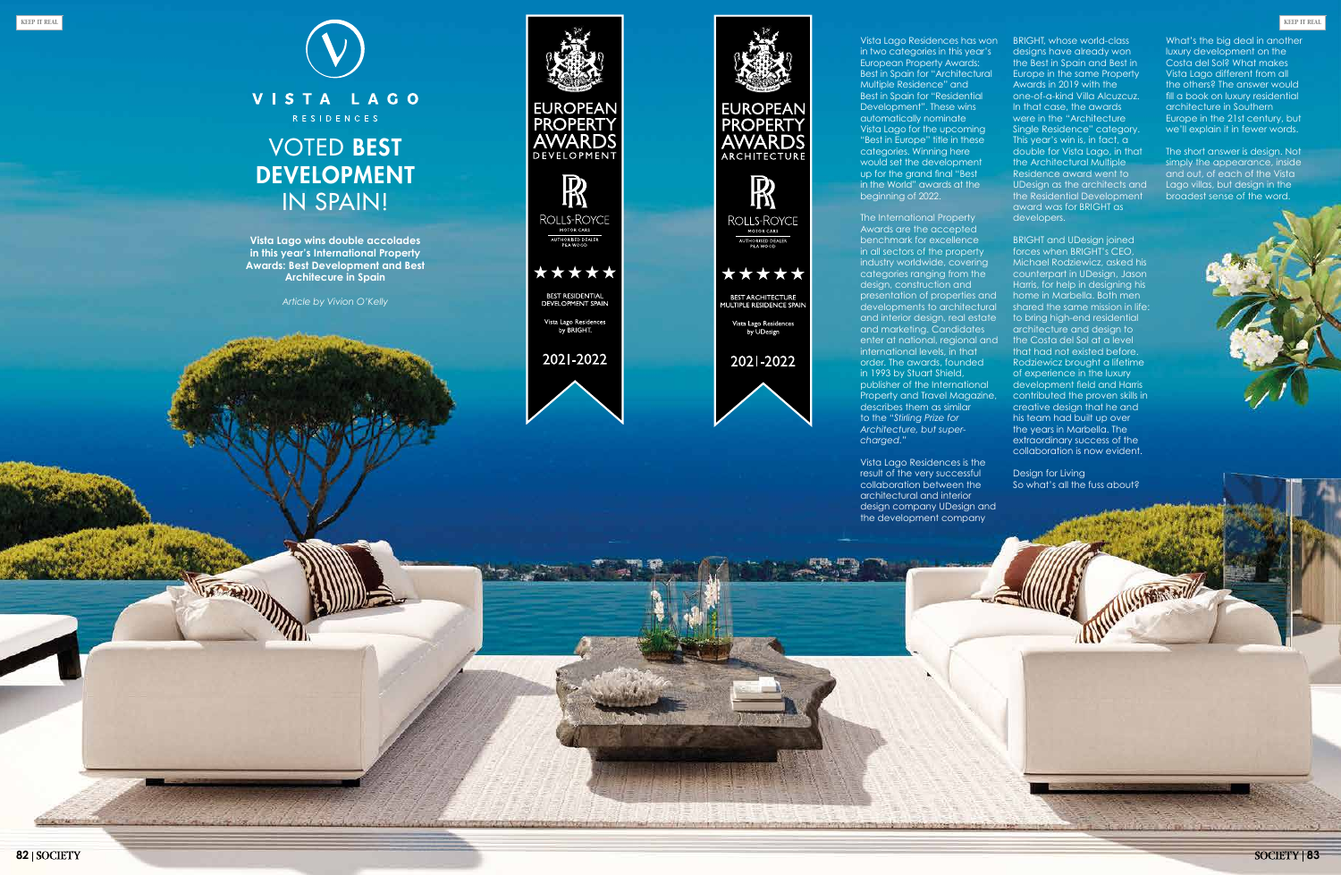# VISTA LAGO

RESIDENCES

# VOTED **BEST DEVELOPMENT** IN SPAIN!

**Vista Lago wins double accolades in this year's International Property Awards: Best Development and Best Architecture in Spain**

*Article by Vivion O'Kelly*

EUROPEAN PROPERTY AWARDS DEVELOPMENT

ROLLS-ROYCE MOTOR CARS AUTHORISED DEALER P&A WOOD

★★★★★

BEST RESIDENTIAL DEVELOPMENT SPAIN

Vista Lago Residences by BRIGHT.

2021-2022

EUROPEAN PROPERTY AWARDS ARCHITECTURE

ROLLS-ROYCE MOTOR CARS AUTHORISED DEALER P&A WOOD

★★★★★

BEST ARCHITECTURE MULTIPLE RESIDENCE SPAIN

Vista Lago Residences by UDesign

2021-2022

Vista Lago Residences has won in two categories in this year's European Property Awards: Best in Spain for "Architectural Multiple Residence" and Best in Spain for "Residential Development". These wins automatically nominate Vista Lago for the upcoming "Best in Europe" title in these categories. Winning here would set the development up for the grand final "Best in the World" awards at the beginning of 2022.

The International Property Awards are the accepted benchmark for excellence in all sectors of the property industry worldwide, covering categories ranging from the design, construction and presentation of properties and developments to architectural and interior design, real estate and marketing. Candidates enter at national, regional and international levels, in that order. The awards, founded in 1993 by Stuart Shield, publisher of the International Property and Travel Magazine, describes them as similar to the *"Stirling Prize for Architecture, but super-charged."*

Vista Lago Residences is the result of the very successful collaboration between the architectural and interior design company UDesign and the development company BRIGHT, whose world-class designs have already won the Best in Spain and Best in Europe in the same Property Awards in 2019 with the one-of-a-kind Villa Alcuzcuz. In that case, the awards were in the "Architecture Single Residence" category. This year's win is, in fact, a double for Vista Lago, in that the Architectural Multiple Residence award went to UDesign as the architects and the Residential Development award was for BRIGHT as developers.

BRIGHT and UDesign joined forces when BRIGHT's CEO, Michael Rodziewicz, asked his counterpart in UDesign, Jason Harris, for help in designing his home in Marbella. Both men shared the same mission in life: to bring high-end residential architecture and design to the Costa del Sol at a level that had not existed before. Rodziewicz brought a lifetime of experience in the luxury development field and Harris contributed the proven skills in creative design that he and his team had built up over the years in Marbella. The extraordinary success of the collaboration is now evident.

Design for Living

So what's all the fuss about?

What's the big deal in another luxury development on the Costa del Sol? What makes Vista Lago different from all the others? The answer would fill a book on luxury residential architecture in Southern Europe in the 21st century, but we'll explain it in fewer words.

The short answer is design. Not simply the appearance, inside and out, of each of the Vista Lago villas, but design in the broadest sense of the word.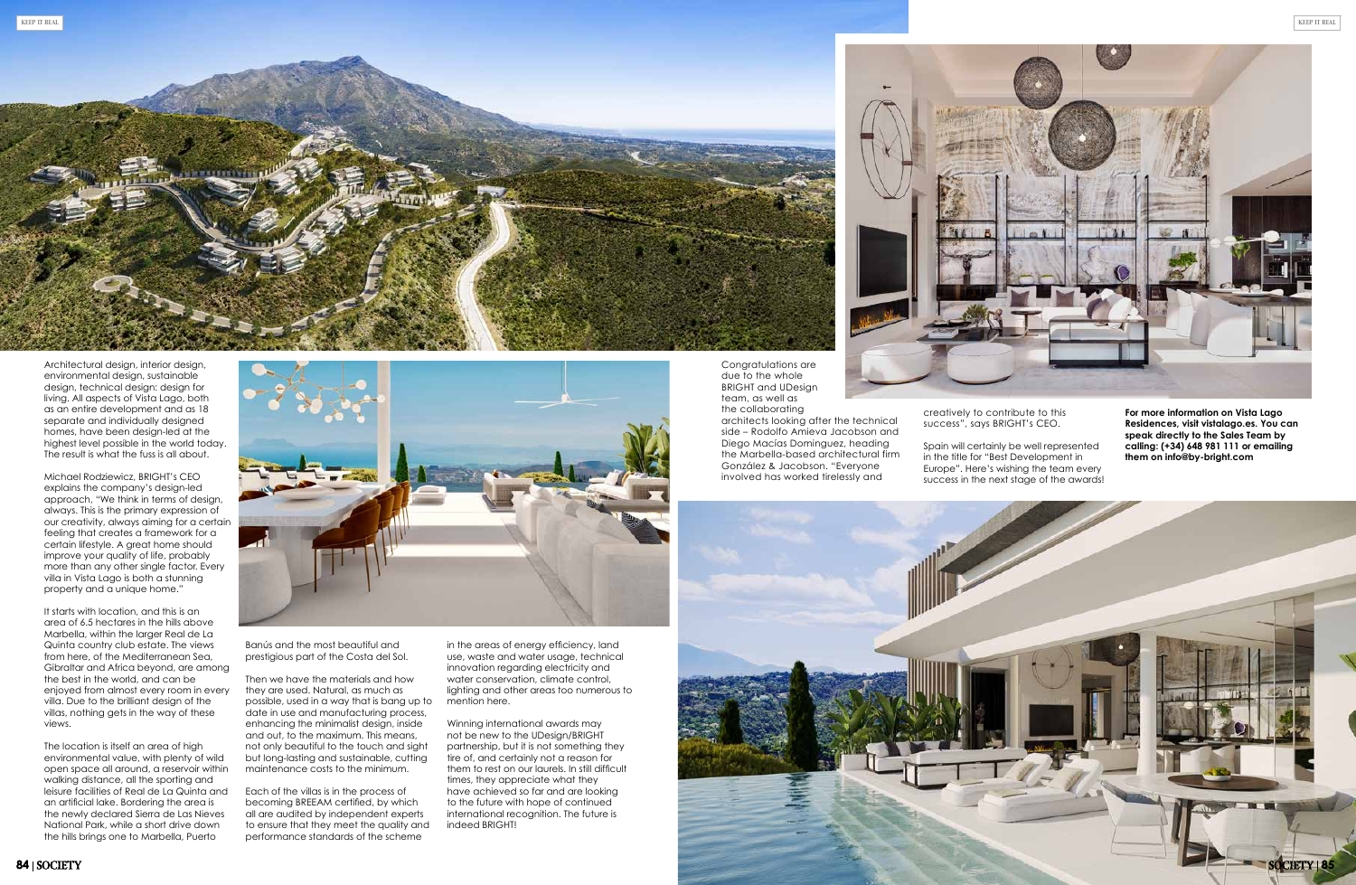Architectural design, interior design, environmental design, sustainable design, technical design: design for living. All aspects of Vista Lago, both as an entire development and as 18 separate and individually designed homes, have been design-led at the highest level possible in the world today. The result is what the fuss is all about.

Michael Rodziewicz, BRIGHT's CEO explains the company's design-led approach, "We think in terms of design, always. This is the primary expression of our creativity, always aiming for a certain feeling that creates a framework for a certain lifestyle. A great home should improve your quality of life, probably more than any other single factor. Every villa in Vista Lago is both a stunning property and a unique home."

It starts with location, and this is an area of 6.5 hectares in the hills above Marbella, within the larger Real de La Quinta country club estate. The views from here, of the Mediterranean Sea, Gibraltar and Africa beyond, are among the best in the world, and can be enjoyed from almost every room in every villa. Due to the brilliant design of the villas, nothing gets in the way of these views.

The location is itself an area of high environmental value, with plenty of wild open space all around, a reservoir within walking distance, all the sporting and leisure facilities of Real de La Quinta and an artificial lake. Bordering the area is the newly declared Sierra de Las Nieves National Park, while a short drive down the hills brings one to Marbella, Puerto Banús and the most beautiful and prestigious part of the Costa del Sol.

Then we have the materials and how they are used. Natural, as much as possible, used in a way that is bang up to date in use and manufacturing process, enhancing the minimalist design, inside and out, to the maximum. This means, not only beautiful to the touch and sight but long-lasting and sustainable, cutting maintenance costs to the minimum.

Each of the villas is in the process of becoming BREEAM certified, by which all are audited by independent experts to ensure that they meet the quality and performance standards of the scheme in the areas of energy efficiency, land use, waste and water usage, technical innovation regarding electricity and water conservation, climate control, lighting and other areas too numerous to mention here.

Winning international awards may not be new to the UDesign/BRIGHT partnership, but it is not something they tire of, and certainly not a reason for them to rest on our laurels. In still difficult times, they appreciate what they have achieved so far and are looking to the future with hope of continued international recognition. The future is indeed BRIGHT!

Congratulations are due to the whole BRIGHT and UDesign team, as well as the collaborating architects looking after the technical side – Rodolfo Amieva Jacobson and Diego Macías Domínguez, heading the Marbella-based architectural firm González & Jacobson. "Everyone involved has worked tirelessly and creatively to contribute to this success", says BRIGHT's CEO.

Spain will certainly be well represented in the title for "Best Development in Europe". Here's wishing the team every success in the next stage of the awards!

**For more information on Vista Lago Residences, visit vistalago.es. You can speak directly to the Sales Team by calling: (+34) 648 981 111 or emailing them on info@by-bright.com**